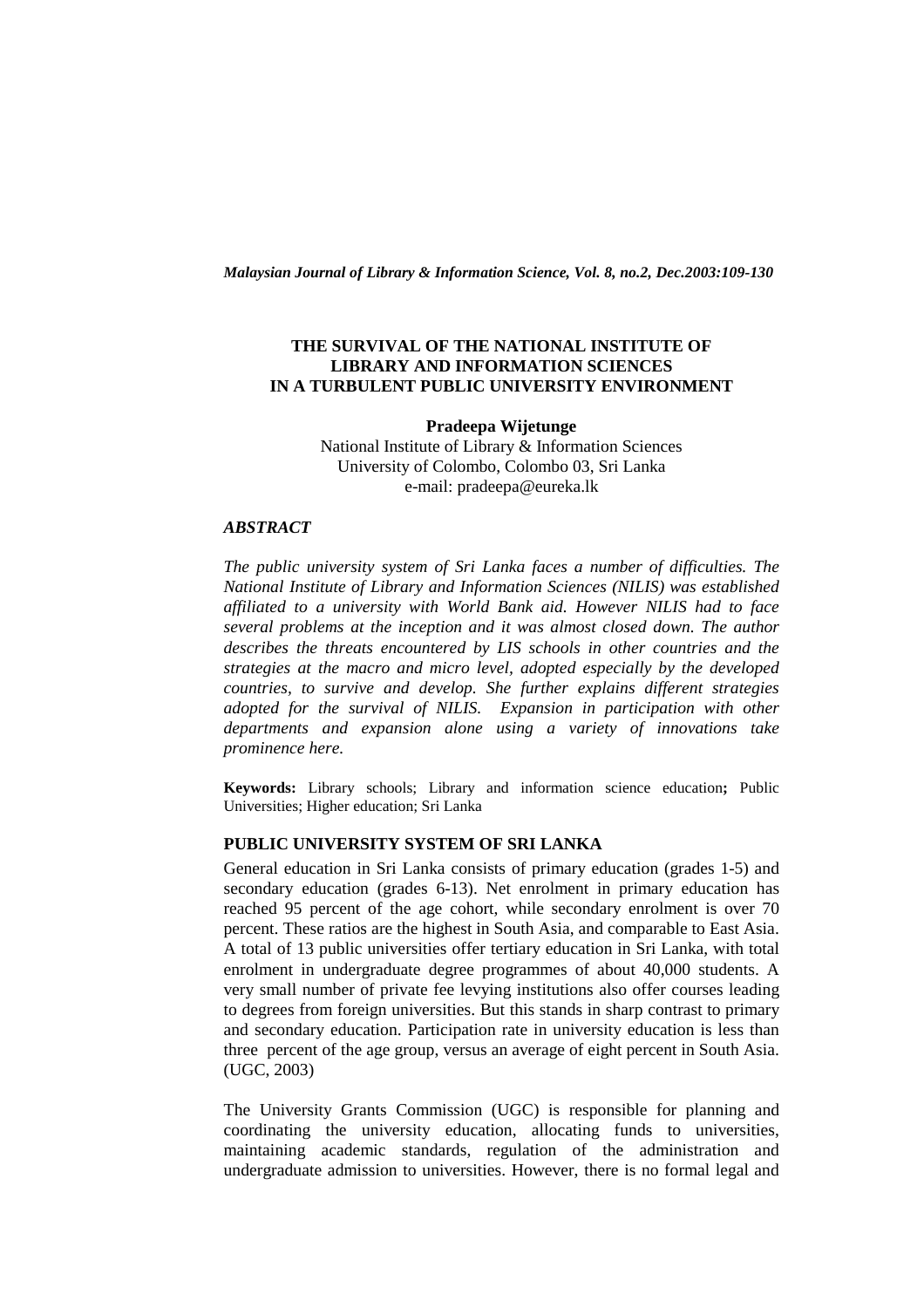# THE SURVIVAL OF THE NATIONAL INSTITUTE OF LIBRARY AND INFORMATION SCIENCES IN A TURBULENT PUBLIC UNIVERSITY ENVIRONMENT

**Pradeepa Wijetunge**
National Institute of Library & Information Sciences
University of Colombo, Colombo 03, Sri Lanka
e-mail: pradeepa@eureka.lk

### *ABSTRACT*

*The public university system of Sri Lanka faces a number of difficulties. The National Institute of Library and Information Sciences (NILIS) was established affiliated to a university with World Bank aid. However NILIS had to face several problems at the inception and it was almost closed down. The author describes the threats encountered by LIS schools in other countries and the strategies at the macro and micro level, adopted especially by the developed countries, to survive and develop. She further explains different strategies adopted for the survival of NILIS. Expansion in participation with other departments and expansion alone using a variety of innovations take prominence here.*

**Keywords:** Library schools; Library and information science education**;** Public Universities; Higher education; Sri Lanka

## PUBLIC UNIVERSITY SYSTEM OF SRI LANKA

General education in Sri Lanka consists of primary education (grades 1-5) and secondary education (grades 6-13). Net enrolment in primary education has reached 95 percent of the age cohort, while secondary enrolment is over 70 percent. These ratios are the highest in South Asia, and comparable to East Asia. A total of 13 public universities offer tertiary education in Sri Lanka, with total enrolment in undergraduate degree programmes of about 40,000 students. A very small number of private fee levying institutions also offer courses leading to degrees from foreign universities. But this stands in sharp contrast to primary and secondary education. Participation rate in university education is less than three percent of the age group, versus an average of eight percent in South Asia. (UGC, 2003)

The University Grants Commission (UGC) is responsible for planning and coordinating the university education, allocating funds to universities, maintaining academic standards, regulation of the administration and undergraduate admission to universities. However, there is no formal legal and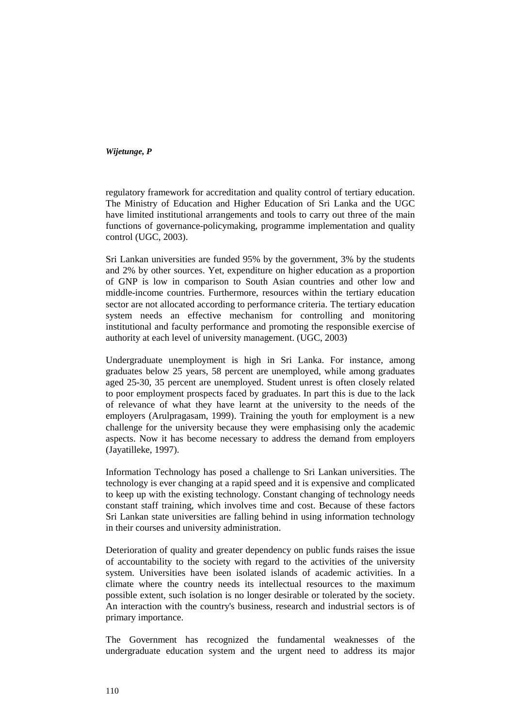regulatory framework for accreditation and quality control of tertiary education. The Ministry of Education and Higher Education of Sri Lanka and the UGC have limited institutional arrangements and tools to carry out three of the main functions of governance-policymaking, programme implementation and quality control (UGC, 2003).

Sri Lankan universities are funded 95% by the government, 3% by the students and 2% by other sources. Yet, expenditure on higher education as a proportion of GNP is low in comparison to South Asian countries and other low and middle-income countries. Furthermore, resources within the tertiary education sector are not allocated according to performance criteria. The tertiary education system needs an effective mechanism for controlling and monitoring institutional and faculty performance and promoting the responsible exercise of authority at each level of university management. (UGC, 2003)

Undergraduate unemployment is high in Sri Lanka. For instance, among graduates below 25 years, 58 percent are unemployed, while among graduates aged 25-30, 35 percent are unemployed. Student unrest is often closely related to poor employment prospects faced by graduates. In part this is due to the lack of relevance of what they have learnt at the university to the needs of the employers (Arulpragasam, 1999). Training the youth for employment is a new challenge for the university because they were emphasising only the academic aspects. Now it has become necessary to address the demand from employers (Jayatilleke, 1997).

Information Technology has posed a challenge to Sri Lankan universities. The technology is ever changing at a rapid speed and it is expensive and complicated to keep up with the existing technology. Constant changing of technology needs constant staff training, which involves time and cost. Because of these factors Sri Lankan state universities are falling behind in using information technology in their courses and university administration.

Deterioration of quality and greater dependency on public funds raises the issue of accountability to the society with regard to the activities of the university system. Universities have been isolated islands of academic activities. In a climate where the country needs its intellectual resources to the maximum possible extent, such isolation is no longer desirable or tolerated by the society. An interaction with the country's business, research and industrial sectors is of primary importance.

The Government has recognized the fundamental weaknesses of the undergraduate education system and the urgent need to address its major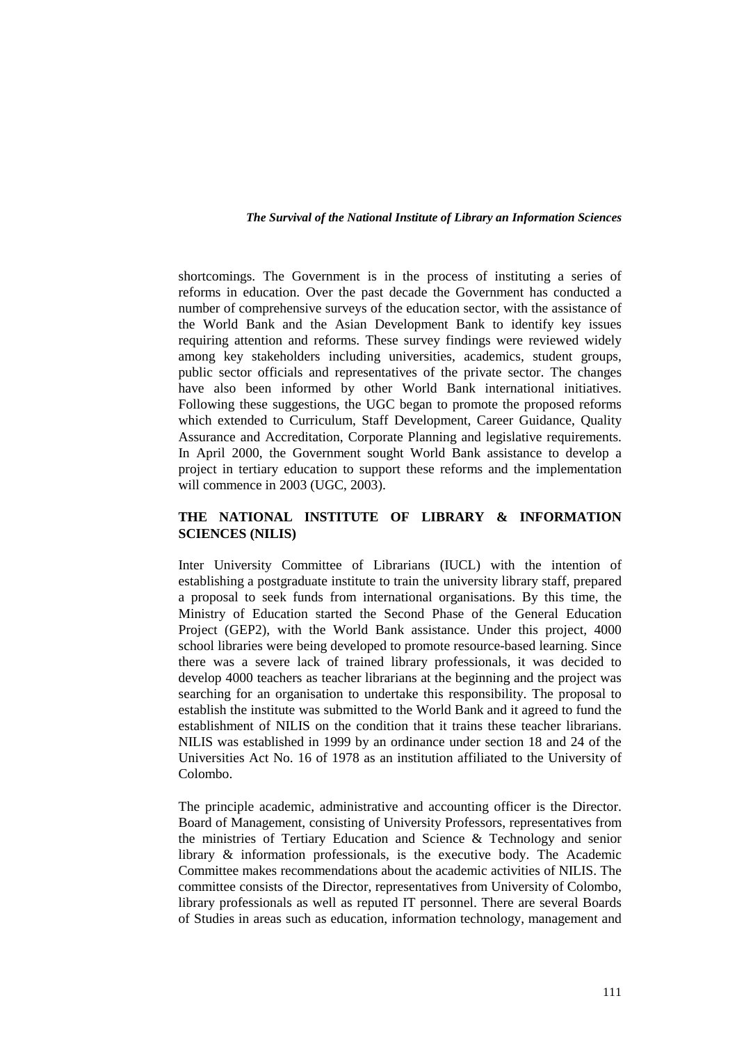shortcomings. The Government is in the process of instituting a series of reforms in education. Over the past decade the Government has conducted a number of comprehensive surveys of the education sector, with the assistance of the World Bank and the Asian Development Bank to identify key issues requiring attention and reforms. These survey findings were reviewed widely among key stakeholders including universities, academics, student groups, public sector officials and representatives of the private sector. The changes have also been informed by other World Bank international initiatives. Following these suggestions, the UGC began to promote the proposed reforms which extended to Curriculum, Staff Development, Career Guidance, Quality Assurance and Accreditation, Corporate Planning and legislative requirements. In April 2000, the Government sought World Bank assistance to develop a project in tertiary education to support these reforms and the implementation will commence in 2003 (UGC, 2003).

## THE NATIONAL INSTITUTE OF LIBRARY & INFORMATION SCIENCES (NILIS)

Inter University Committee of Librarians (IUCL) with the intention of establishing a postgraduate institute to train the university library staff, prepared a proposal to seek funds from international organisations. By this time, the Ministry of Education started the Second Phase of the General Education Project (GEP2), with the World Bank assistance. Under this project, 4000 school libraries were being developed to promote resource-based learning. Since there was a severe lack of trained library professionals, it was decided to develop 4000 teachers as teacher librarians at the beginning and the project was searching for an organisation to undertake this responsibility. The proposal to establish the institute was submitted to the World Bank and it agreed to fund the establishment of NILIS on the condition that it trains these teacher librarians. NILIS was established in 1999 by an ordinance under section 18 and 24 of the Universities Act No. 16 of 1978 as an institution affiliated to the University of Colombo.

The principle academic, administrative and accounting officer is the Director. Board of Management, consisting of University Professors, representatives from the ministries of Tertiary Education and Science & Technology and senior library & information professionals, is the executive body. The Academic Committee makes recommendations about the academic activities of NILIS. The committee consists of the Director, representatives from University of Colombo, library professionals as well as reputed IT personnel. There are several Boards of Studies in areas such as education, information technology, management and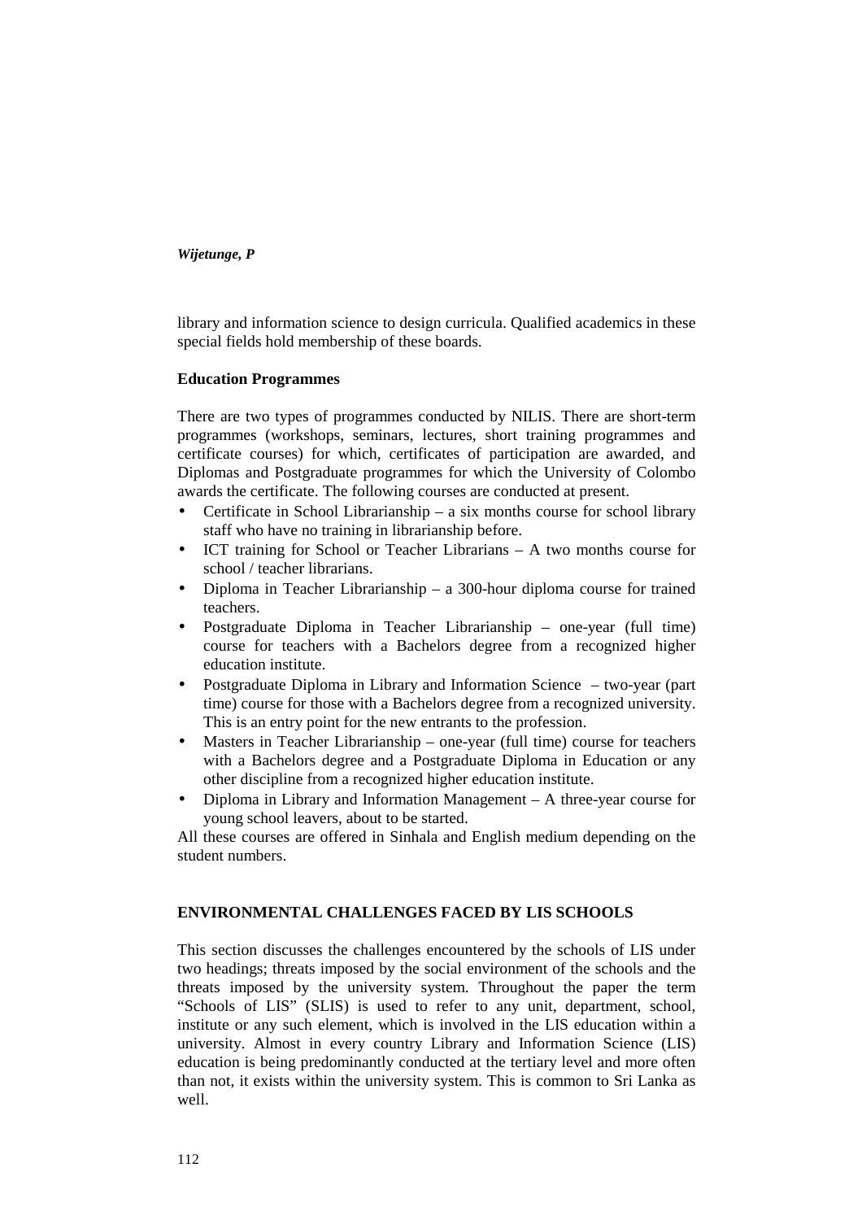library and information science to design curricula. Qualified academics in these special fields hold membership of these boards.

**Education Programmes**

There are two types of programmes conducted by NILIS. There are short-term programmes (workshops, seminars, lectures, short training programmes and certificate courses) for which, certificates of participation are awarded, and Diplomas and Postgraduate programmes for which the University of Colombo awards the certificate. The following courses are conducted at present.

- Certificate in School Librarianship – a six months course for school library staff who have no training in librarianship before.
- ICT training for School or Teacher Librarians – A two months course for school / teacher librarians.
- Diploma in Teacher Librarianship – a 300-hour diploma course for trained teachers.
- Postgraduate Diploma in Teacher Librarianship – one-year (full time) course for teachers with a Bachelors degree from a recognized higher education institute.
- Postgraduate Diploma in Library and Information Science – two-year (part time) course for those with a Bachelors degree from a recognized university. This is an entry point for the new entrants to the profession.
- Masters in Teacher Librarianship – one-year (full time) course for teachers with a Bachelors degree and a Postgraduate Diploma in Education or any other discipline from a recognized higher education institute.
- Diploma in Library and Information Management – A three-year course for young school leavers, about to be started.

All these courses are offered in Sinhala and English medium depending on the student numbers.

## ENVIRONMENTAL CHALLENGES FACED BY LIS SCHOOLS

This section discusses the challenges encountered by the schools of LIS under two headings; threats imposed by the social environment of the schools and the threats imposed by the university system. Throughout the paper the term "Schools of LIS" (SLIS) is used to refer to any unit, department, school, institute or any such element, which is involved in the LIS education within a university. Almost in every country Library and Information Science (LIS) education is being predominantly conducted at the tertiary level and more often than not, it exists within the university system. This is common to Sri Lanka as well.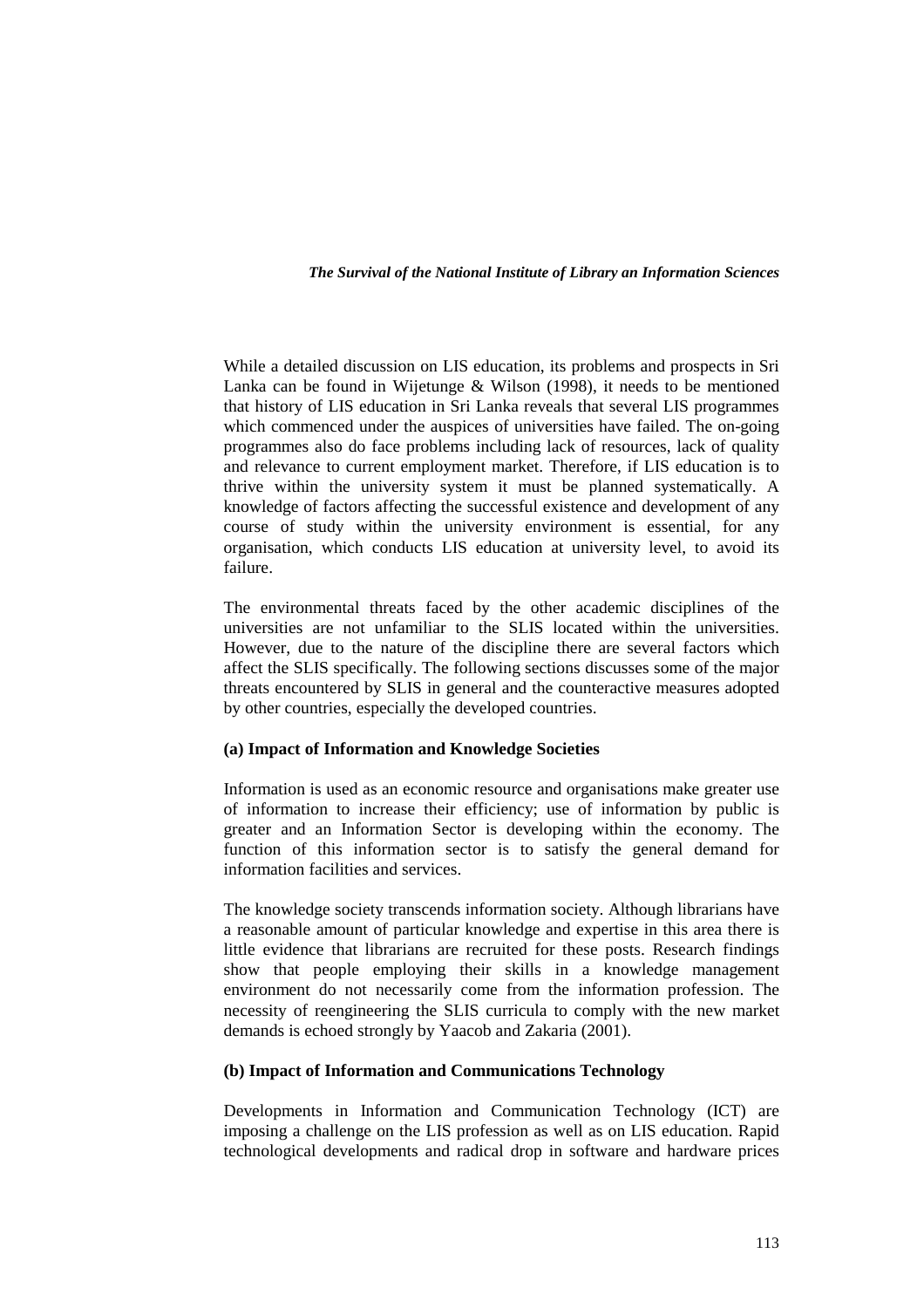While a detailed discussion on LIS education, its problems and prospects in Sri Lanka can be found in Wijetunge & Wilson (1998), it needs to be mentioned that history of LIS education in Sri Lanka reveals that several LIS programmes which commenced under the auspices of universities have failed. The on-going programmes also do face problems including lack of resources, lack of quality and relevance to current employment market. Therefore, if LIS education is to thrive within the university system it must be planned systematically. A knowledge of factors affecting the successful existence and development of any course of study within the university environment is essential, for any organisation, which conducts LIS education at university level, to avoid its failure.

The environmental threats faced by the other academic disciplines of the universities are not unfamiliar to the SLIS located within the universities. However, due to the nature of the discipline there are several factors which affect the SLIS specifically. The following sections discusses some of the major threats encountered by SLIS in general and the counteractive measures adopted by other countries, especially the developed countries.

**(a) Impact of Information and Knowledge Societies**

Information is used as an economic resource and organisations make greater use of information to increase their efficiency; use of information by public is greater and an Information Sector is developing within the economy. The function of this information sector is to satisfy the general demand for information facilities and services.

The knowledge society transcends information society. Although librarians have a reasonable amount of particular knowledge and expertise in this area there is little evidence that librarians are recruited for these posts. Research findings show that people employing their skills in a knowledge management environment do not necessarily come from the information profession. The necessity of reengineering the SLIS curricula to comply with the new market demands is echoed strongly by Yaacob and Zakaria (2001).

**(b) Impact of Information and Communications Technology**

Developments in Information and Communication Technology (ICT) are imposing a challenge on the LIS profession as well as on LIS education. Rapid technological developments and radical drop in software and hardware prices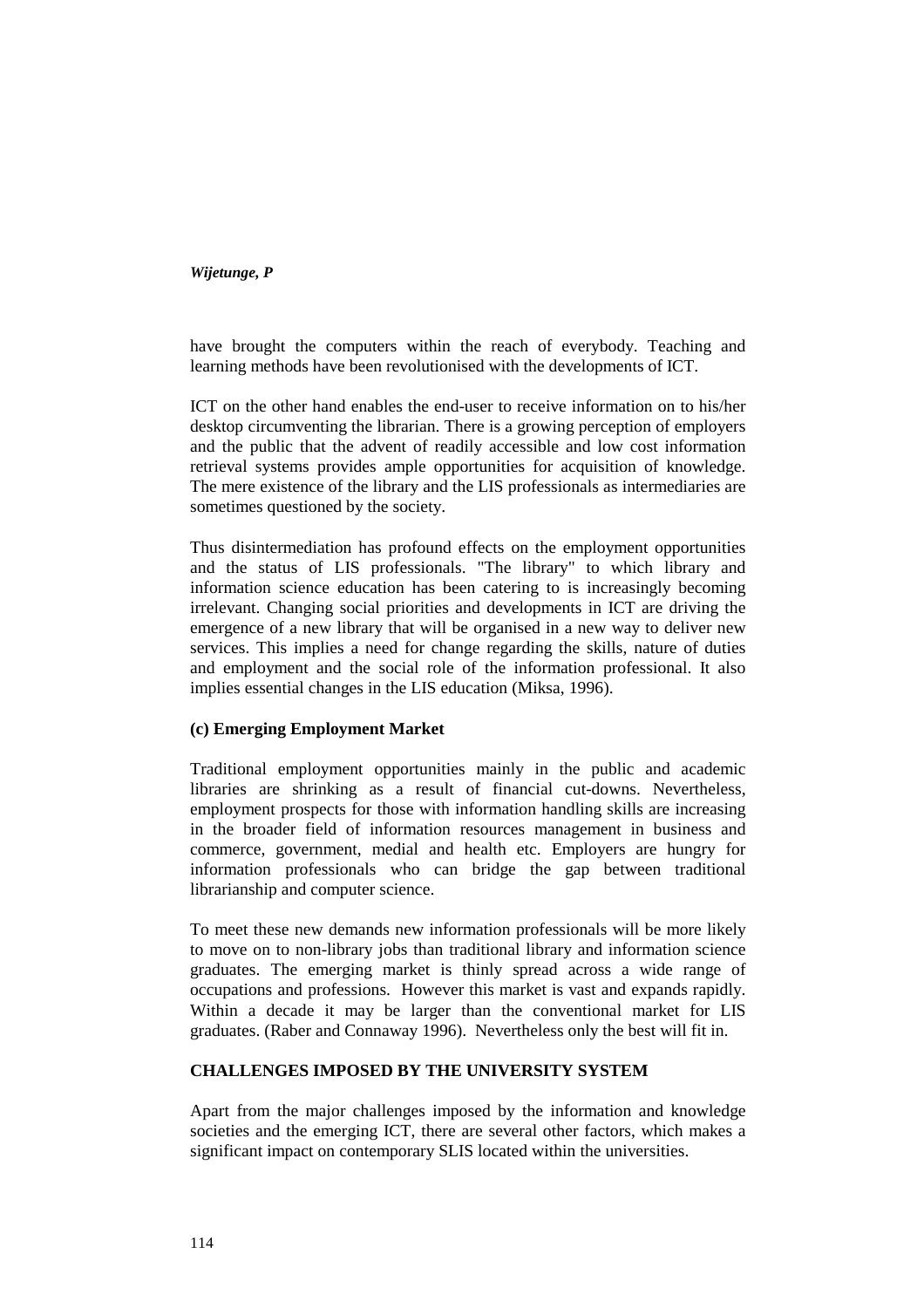have brought the computers within the reach of everybody. Teaching and learning methods have been revolutionised with the developments of ICT.

ICT on the other hand enables the end-user to receive information on to his/her desktop circumventing the librarian. There is a growing perception of employers and the public that the advent of readily accessible and low cost information retrieval systems provides ample opportunities for acquisition of knowledge. The mere existence of the library and the LIS professionals as intermediaries are sometimes questioned by the society.

Thus disintermediation has profound effects on the employment opportunities and the status of LIS professionals. "The library" to which library and information science education has been catering to is increasingly becoming irrelevant. Changing social priorities and developments in ICT are driving the emergence of a new library that will be organised in a new way to deliver new services. This implies a need for change regarding the skills, nature of duties and employment and the social role of the information professional. It also implies essential changes in the LIS education (Miksa, 1996).

**(c) Emerging Employment Market**

Traditional employment opportunities mainly in the public and academic libraries are shrinking as a result of financial cut-downs. Nevertheless, employment prospects for those with information handling skills are increasing in the broader field of information resources management in business and commerce, government, medial and health etc. Employers are hungry for information professionals who can bridge the gap between traditional librarianship and computer science.

To meet these new demands new information professionals will be more likely to move on to non-library jobs than traditional library and information science graduates. The emerging market is thinly spread across a wide range of occupations and professions. However this market is vast and expands rapidly. Within a decade it may be larger than the conventional market for LIS graduates. (Raber and Connaway 1996). Nevertheless only the best will fit in.

## CHALLENGES IMPOSED BY THE UNIVERSITY SYSTEM

Apart from the major challenges imposed by the information and knowledge societies and the emerging ICT, there are several other factors, which makes a significant impact on contemporary SLIS located within the universities.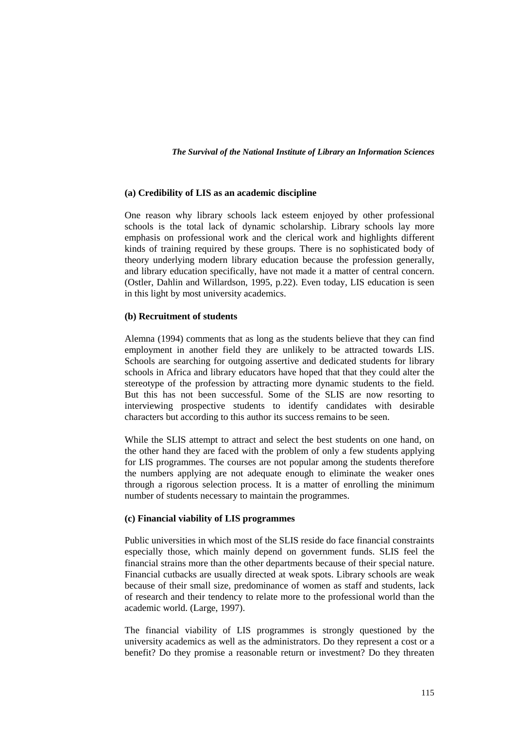### (a) Credibility of LIS as an academic discipline

One reason why library schools lack esteem enjoyed by other professional schools is the total lack of dynamic scholarship. Library schools lay more emphasis on professional work and the clerical work and highlights different kinds of training required by these groups. There is no sophisticated body of theory underlying modern library education because the profession generally, and library education specifically, have not made it a matter of central concern. (Ostler, Dahlin and Willardson, 1995, p.22). Even today, LIS education is seen in this light by most university academics.

### (b) Recruitment of students

Alemna (1994) comments that as long as the students believe that they can find employment in another field they are unlikely to be attracted towards LIS. Schools are searching for outgoing assertive and dedicated students for library schools in Africa and library educators have hoped that that they could alter the stereotype of the profession by attracting more dynamic students to the field. But this has not been successful. Some of the SLIS are now resorting to interviewing prospective students to identify candidates with desirable characters but according to this author its success remains to be seen.

While the SLIS attempt to attract and select the best students on one hand, on the other hand they are faced with the problem of only a few students applying for LIS programmes. The courses are not popular among the students therefore the numbers applying are not adequate enough to eliminate the weaker ones through a rigorous selection process. It is a matter of enrolling the minimum number of students necessary to maintain the programmes.

### (c) Financial viability of LIS programmes

Public universities in which most of the SLIS reside do face financial constraints especially those, which mainly depend on government funds. SLIS feel the financial strains more than the other departments because of their special nature. Financial cutbacks are usually directed at weak spots. Library schools are weak because of their small size, predominance of women as staff and students, lack of research and their tendency to relate more to the professional world than the academic world. (Large, 1997).

The financial viability of LIS programmes is strongly questioned by the university academics as well as the administrators. Do they represent a cost or a benefit? Do they promise a reasonable return or investment? Do they threaten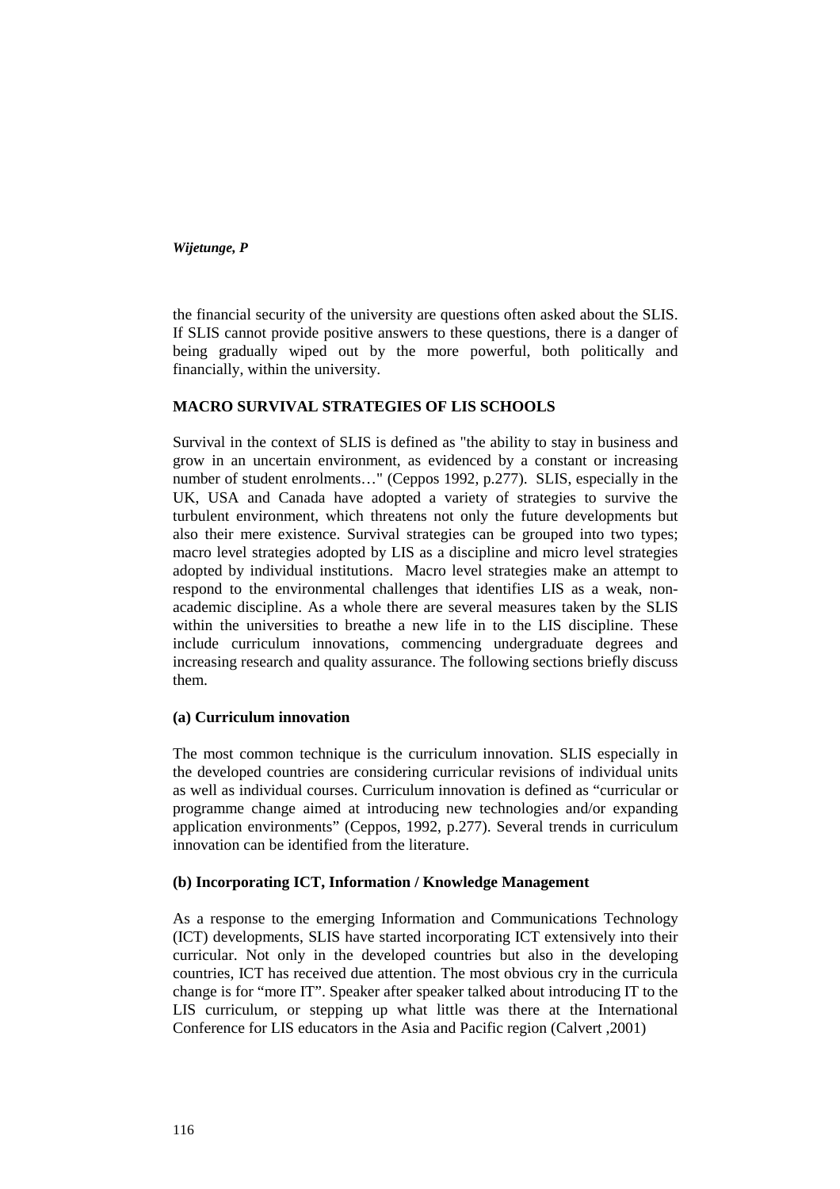the financial security of the university are questions often asked about the SLIS. If SLIS cannot provide positive answers to these questions, there is a danger of being gradually wiped out by the more powerful, both politically and financially, within the university.

## MACRO SURVIVAL STRATEGIES OF LIS SCHOOLS

Survival in the context of SLIS is defined as "the ability to stay in business and grow in an uncertain environment, as evidenced by a constant or increasing number of student enrolments…" (Ceppos 1992, p.277). SLIS, especially in the UK, USA and Canada have adopted a variety of strategies to survive the turbulent environment, which threatens not only the future developments but also their mere existence. Survival strategies can be grouped into two types; macro level strategies adopted by LIS as a discipline and micro level strategies adopted by individual institutions. Macro level strategies make an attempt to respond to the environmental challenges that identifies LIS as a weak, non-academic discipline. As a whole there are several measures taken by the SLIS within the universities to breathe a new life in to the LIS discipline. These include curriculum innovations, commencing undergraduate degrees and increasing research and quality assurance. The following sections briefly discuss them.

### (a) Curriculum innovation

The most common technique is the curriculum innovation. SLIS especially in the developed countries are considering curricular revisions of individual units as well as individual courses. Curriculum innovation is defined as "curricular or programme change aimed at introducing new technologies and/or expanding application environments" (Ceppos, 1992, p.277). Several trends in curriculum innovation can be identified from the literature.

### (b) Incorporating ICT, Information / Knowledge Management

As a response to the emerging Information and Communications Technology (ICT) developments, SLIS have started incorporating ICT extensively into their curricular. Not only in the developed countries but also in the developing countries, ICT has received due attention. The most obvious cry in the curricula change is for "more IT". Speaker after speaker talked about introducing IT to the LIS curriculum, or stepping up what little was there at the International Conference for LIS educators in the Asia and Pacific region (Calvert ,2001)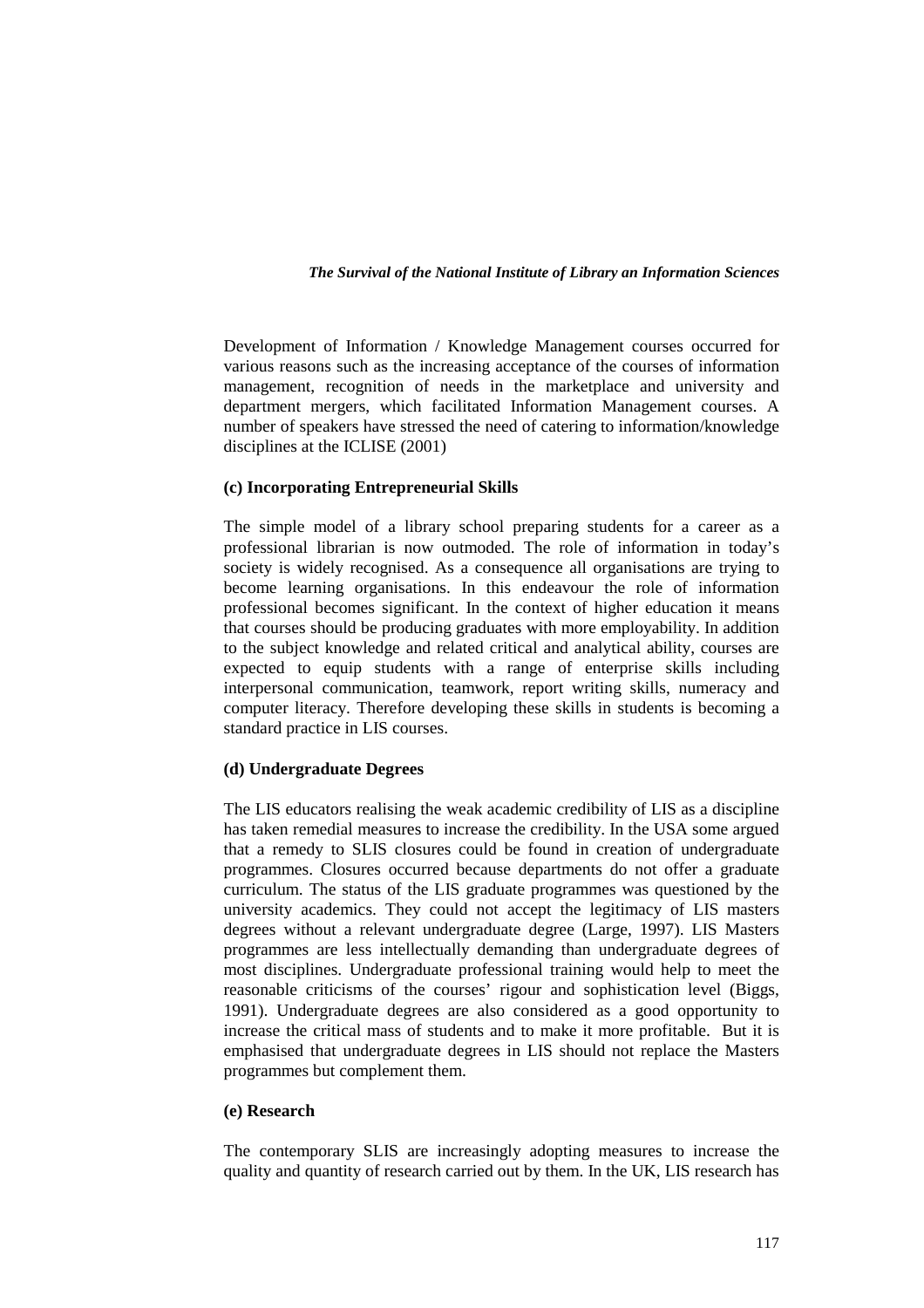Development of Information / Knowledge Management courses occurred for various reasons such as the increasing acceptance of the courses of information management, recognition of needs in the marketplace and university and department mergers, which facilitated Information Management courses. A number of speakers have stressed the need of catering to information/knowledge disciplines at the ICLISE (2001)

**(c) Incorporating Entrepreneurial Skills**

The simple model of a library school preparing students for a career as a professional librarian is now outmoded. The role of information in today's society is widely recognised. As a consequence all organisations are trying to become learning organisations. In this endeavour the role of information professional becomes significant. In the context of higher education it means that courses should be producing graduates with more employability. In addition to the subject knowledge and related critical and analytical ability, courses are expected to equip students with a range of enterprise skills including interpersonal communication, teamwork, report writing skills, numeracy and computer literacy. Therefore developing these skills in students is becoming a standard practice in LIS courses.

**(d) Undergraduate Degrees**

The LIS educators realising the weak academic credibility of LIS as a discipline has taken remedial measures to increase the credibility. In the USA some argued that a remedy to SLIS closures could be found in creation of undergraduate programmes. Closures occurred because departments do not offer a graduate curriculum. The status of the LIS graduate programmes was questioned by the university academics. They could not accept the legitimacy of LIS masters degrees without a relevant undergraduate degree (Large, 1997). LIS Masters programmes are less intellectually demanding than undergraduate degrees of most disciplines. Undergraduate professional training would help to meet the reasonable criticisms of the courses' rigour and sophistication level (Biggs, 1991). Undergraduate degrees are also considered as a good opportunity to increase the critical mass of students and to make it more profitable. But it is emphasised that undergraduate degrees in LIS should not replace the Masters programmes but complement them.

**(e) Research**

The contemporary SLIS are increasingly adopting measures to increase the quality and quantity of research carried out by them. In the UK, LIS research has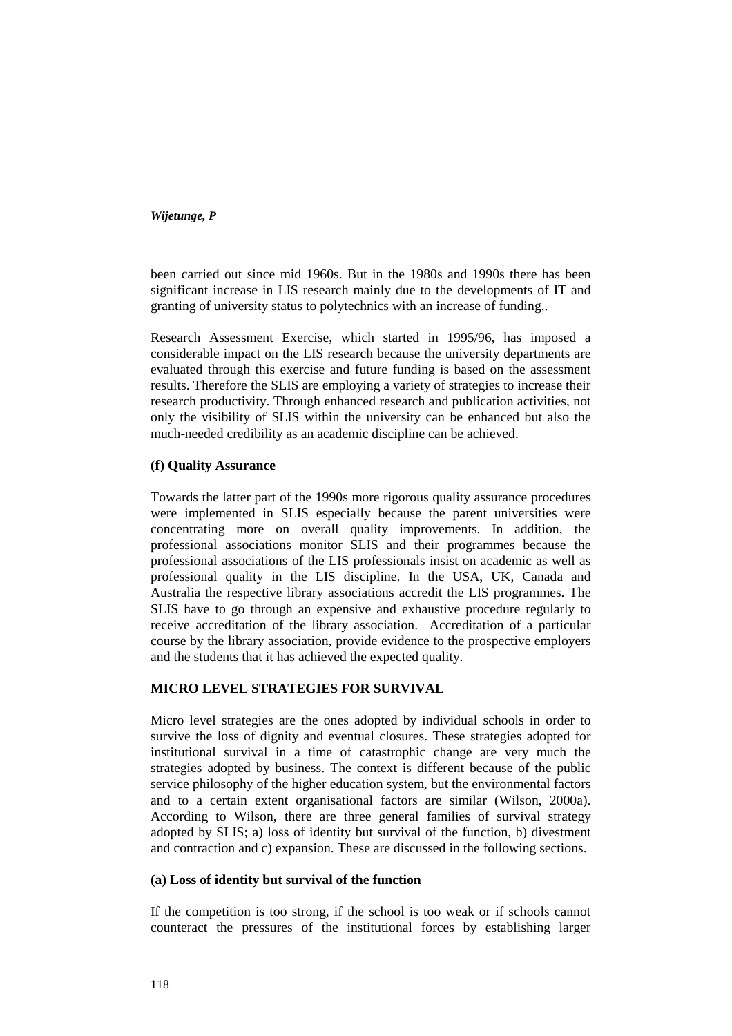been carried out since mid 1960s. But in the 1980s and 1990s there has been significant increase in LIS research mainly due to the developments of IT and granting of university status to polytechnics with an increase of funding..

Research Assessment Exercise, which started in 1995/96, has imposed a considerable impact on the LIS research because the university departments are evaluated through this exercise and future funding is based on the assessment results. Therefore the SLIS are employing a variety of strategies to increase their research productivity. Through enhanced research and publication activities, not only the visibility of SLIS within the university can be enhanced but also the much-needed credibility as an academic discipline can be achieved.

**(f) Quality Assurance**

Towards the latter part of the 1990s more rigorous quality assurance procedures were implemented in SLIS especially because the parent universities were concentrating more on overall quality improvements. In addition, the professional associations monitor SLIS and their programmes because the professional associations of the LIS professionals insist on academic as well as professional quality in the LIS discipline. In the USA, UK, Canada and Australia the respective library associations accredit the LIS programmes. The SLIS have to go through an expensive and exhaustive procedure regularly to receive accreditation of the library association. Accreditation of a particular course by the library association, provide evidence to the prospective employers and the students that it has achieved the expected quality.

## MICRO LEVEL STRATEGIES FOR SURVIVAL

Micro level strategies are the ones adopted by individual schools in order to survive the loss of dignity and eventual closures. These strategies adopted for institutional survival in a time of catastrophic change are very much the strategies adopted by business. The context is different because of the public service philosophy of the higher education system, but the environmental factors and to a certain extent organisational factors are similar (Wilson, 2000a). According to Wilson, there are three general families of survival strategy adopted by SLIS; a) loss of identity but survival of the function, b) divestment and contraction and c) expansion. These are discussed in the following sections.

**(a) Loss of identity but survival of the function**

If the competition is too strong, if the school is too weak or if schools cannot counteract the pressures of the institutional forces by establishing larger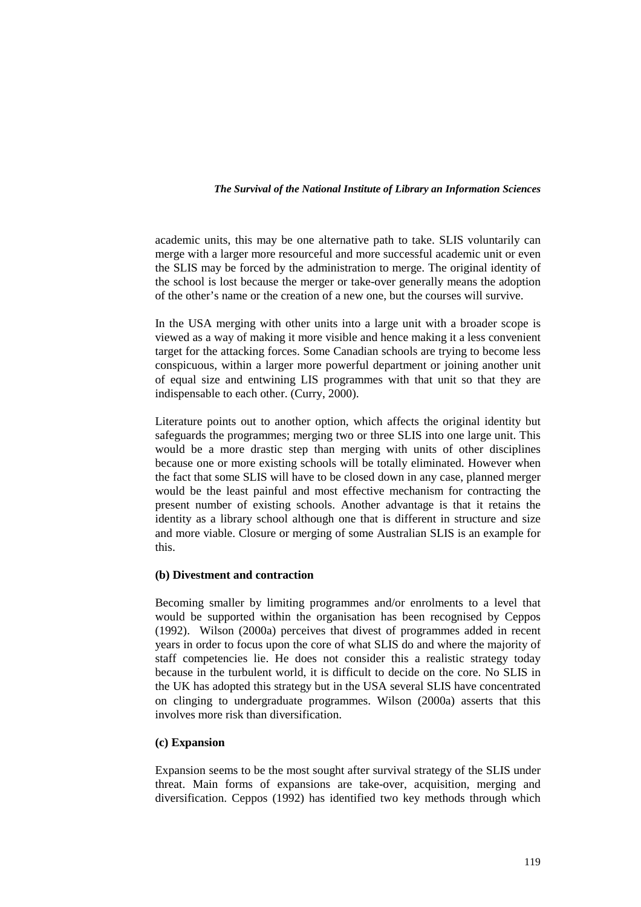academic units, this may be one alternative path to take. SLIS voluntarily can merge with a larger more resourceful and more successful academic unit or even the SLIS may be forced by the administration to merge. The original identity of the school is lost because the merger or take-over generally means the adoption of the other's name or the creation of a new one, but the courses will survive.

In the USA merging with other units into a large unit with a broader scope is viewed as a way of making it more visible and hence making it a less convenient target for the attacking forces. Some Canadian schools are trying to become less conspicuous, within a larger more powerful department or joining another unit of equal size and entwining LIS programmes with that unit so that they are indispensable to each other. (Curry, 2000).

Literature points out to another option, which affects the original identity but safeguards the programmes; merging two or three SLIS into one large unit. This would be a more drastic step than merging with units of other disciplines because one or more existing schools will be totally eliminated. However when the fact that some SLIS will have to be closed down in any case, planned merger would be the least painful and most effective mechanism for contracting the present number of existing schools. Another advantage is that it retains the identity as a library school although one that is different in structure and size and more viable. Closure or merging of some Australian SLIS is an example for this.

**(b) Divestment and contraction**

Becoming smaller by limiting programmes and/or enrolments to a level that would be supported within the organisation has been recognised by Ceppos (1992). Wilson (2000a) perceives that divest of programmes added in recent years in order to focus upon the core of what SLIS do and where the majority of staff competencies lie. He does not consider this a realistic strategy today because in the turbulent world, it is difficult to decide on the core. No SLIS in the UK has adopted this strategy but in the USA several SLIS have concentrated on clinging to undergraduate programmes. Wilson (2000a) asserts that this involves more risk than diversification.

**(c) Expansion**

Expansion seems to be the most sought after survival strategy of the SLIS under threat. Main forms of expansions are take-over, acquisition, merging and diversification. Ceppos (1992) has identified two key methods through which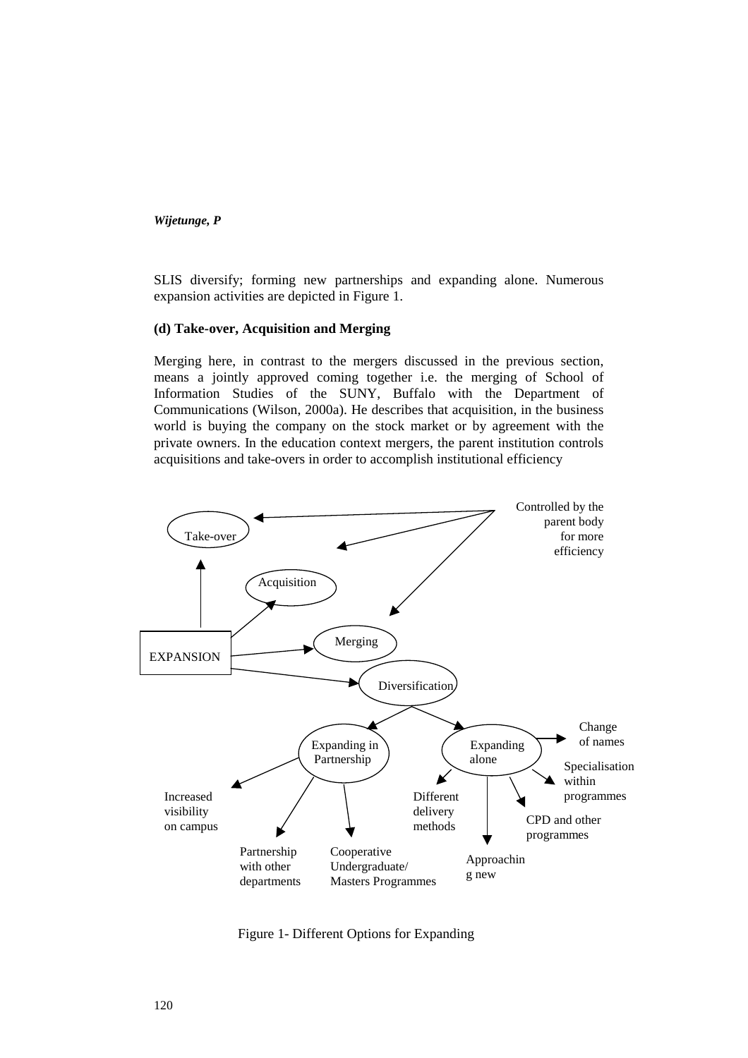SLIS diversify; forming new partnerships and expanding alone. Numerous expansion activities are depicted in Figure 1.

**(d) Take-over, Acquisition and Merging**

Merging here, in contrast to the mergers discussed in the previous section, means a jointly approved coming together i.e. the merging of School of Information Studies of the SUNY, Buffalo with the Department of Communications (Wilson, 2000a). He describes that acquisition, in the business world is buying the company on the stock market or by agreement with the private owners. In the education context mergers, the parent institution controls acquisitions and take-overs in order to accomplish institutional efficiency

Controlled by the parent body for more efficiency

Take-over

Acquisition

Merging

EXPANSION

Diversification

Expanding in Partnership

Expanding alone

Change of names

Specialisation within programmes

CPD and other programmes

Approaching new

Different delivery methods

Increased visibility on campus

Partnership with other departments

Cooperative Undergraduate/ Masters Programmes

Figure 1- Different Options for Expanding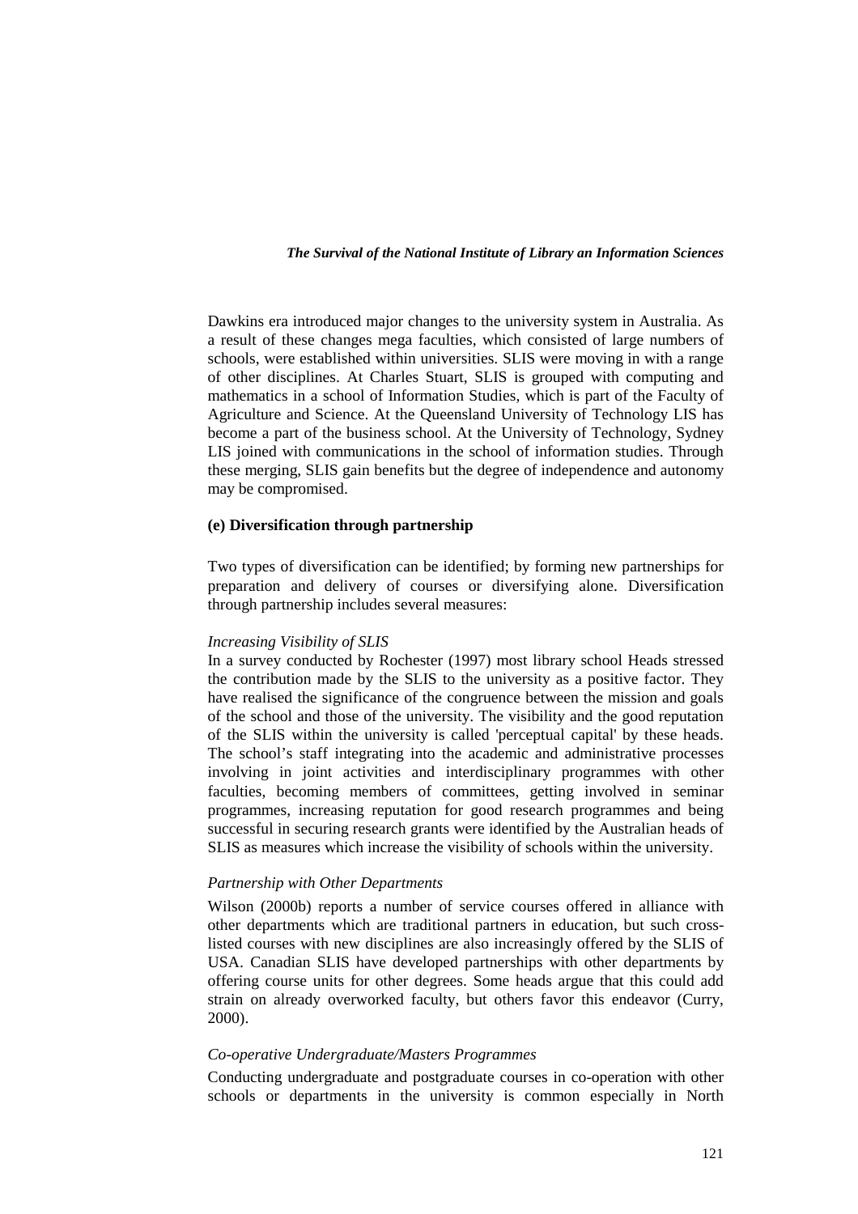Dawkins era introduced major changes to the university system in Australia. As a result of these changes mega faculties, which consisted of large numbers of schools, were established within universities. SLIS were moving in with a range of other disciplines. At Charles Stuart, SLIS is grouped with computing and mathematics in a school of Information Studies, which is part of the Faculty of Agriculture and Science. At the Queensland University of Technology LIS has become a part of the business school. At the University of Technology, Sydney LIS joined with communications in the school of information studies. Through these merging, SLIS gain benefits but the degree of independence and autonomy may be compromised.

**(e) Diversification through partnership**

Two types of diversification can be identified; by forming new partnerships for preparation and delivery of courses or diversifying alone. Diversification through partnership includes several measures:

*Increasing Visibility of SLIS*

In a survey conducted by Rochester (1997) most library school Heads stressed the contribution made by the SLIS to the university as a positive factor. They have realised the significance of the congruence between the mission and goals of the school and those of the university. The visibility and the good reputation of the SLIS within the university is called 'perceptual capital' by these heads. The school's staff integrating into the academic and administrative processes involving in joint activities and interdisciplinary programmes with other faculties, becoming members of committees, getting involved in seminar programmes, increasing reputation for good research programmes and being successful in securing research grants were identified by the Australian heads of SLIS as measures which increase the visibility of schools within the university.

*Partnership with Other Departments*

Wilson (2000b) reports a number of service courses offered in alliance with other departments which are traditional partners in education, but such cross-listed courses with new disciplines are also increasingly offered by the SLIS of USA. Canadian SLIS have developed partnerships with other departments by offering course units for other degrees. Some heads argue that this could add strain on already overworked faculty, but others favor this endeavor (Curry, 2000).

*Co-operative Undergraduate/Masters Programmes*

Conducting undergraduate and postgraduate courses in co-operation with other schools or departments in the university is common especially in North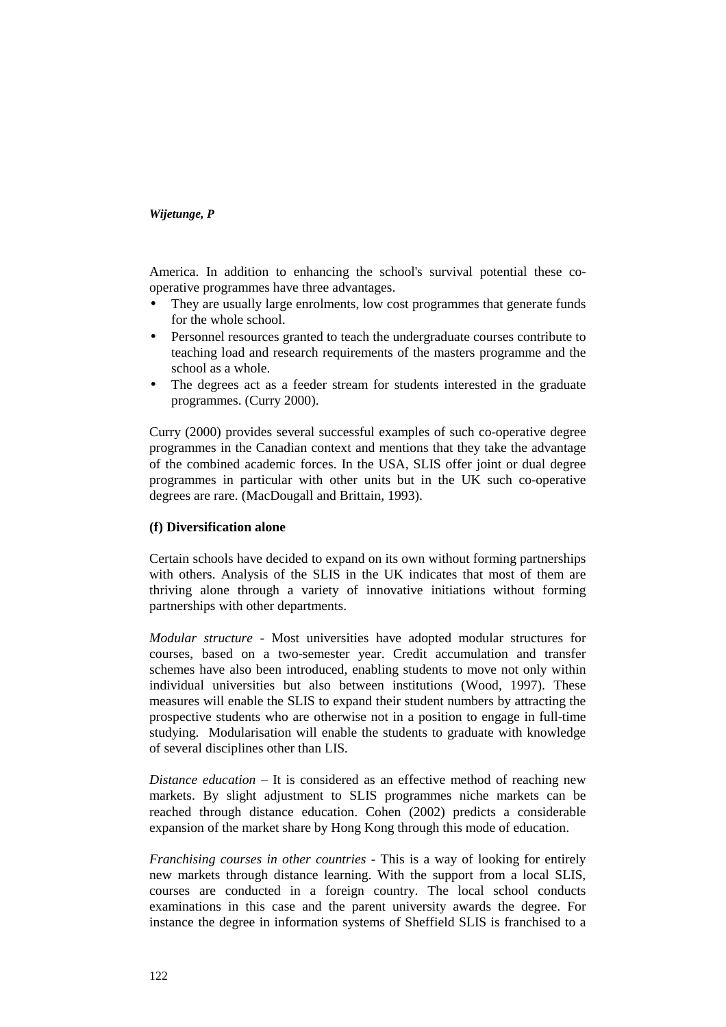America. In addition to enhancing the school's survival potential these co-operative programmes have three advantages.

- They are usually large enrolments, low cost programmes that generate funds for the whole school.
- Personnel resources granted to teach the undergraduate courses contribute to teaching load and research requirements of the masters programme and the school as a whole.
- The degrees act as a feeder stream for students interested in the graduate programmes. (Curry 2000).

Curry (2000) provides several successful examples of such co-operative degree programmes in the Canadian context and mentions that they take the advantage of the combined academic forces. In the USA, SLIS offer joint or dual degree programmes in particular with other units but in the UK such co-operative degrees are rare. (MacDougall and Brittain, 1993).

**(f) Diversification alone**

Certain schools have decided to expand on its own without forming partnerships with others. Analysis of the SLIS in the UK indicates that most of them are thriving alone through a variety of innovative initiations without forming partnerships with other departments.

*Modular structure* - Most universities have adopted modular structures for courses, based on a two-semester year. Credit accumulation and transfer schemes have also been introduced, enabling students to move not only within individual universities but also between institutions (Wood, 1997). These measures will enable the SLIS to expand their student numbers by attracting the prospective students who are otherwise not in a position to engage in full-time studying. Modularisation will enable the students to graduate with knowledge of several disciplines other than LIS.

*Distance education* – It is considered as an effective method of reaching new markets. By slight adjustment to SLIS programmes niche markets can be reached through distance education. Cohen (2002) predicts a considerable expansion of the market share by Hong Kong through this mode of education.

*Franchising courses in other countries* - This is a way of looking for entirely new markets through distance learning. With the support from a local SLIS, courses are conducted in a foreign country. The local school conducts examinations in this case and the parent university awards the degree. For instance the degree in information systems of Sheffield SLIS is franchised to a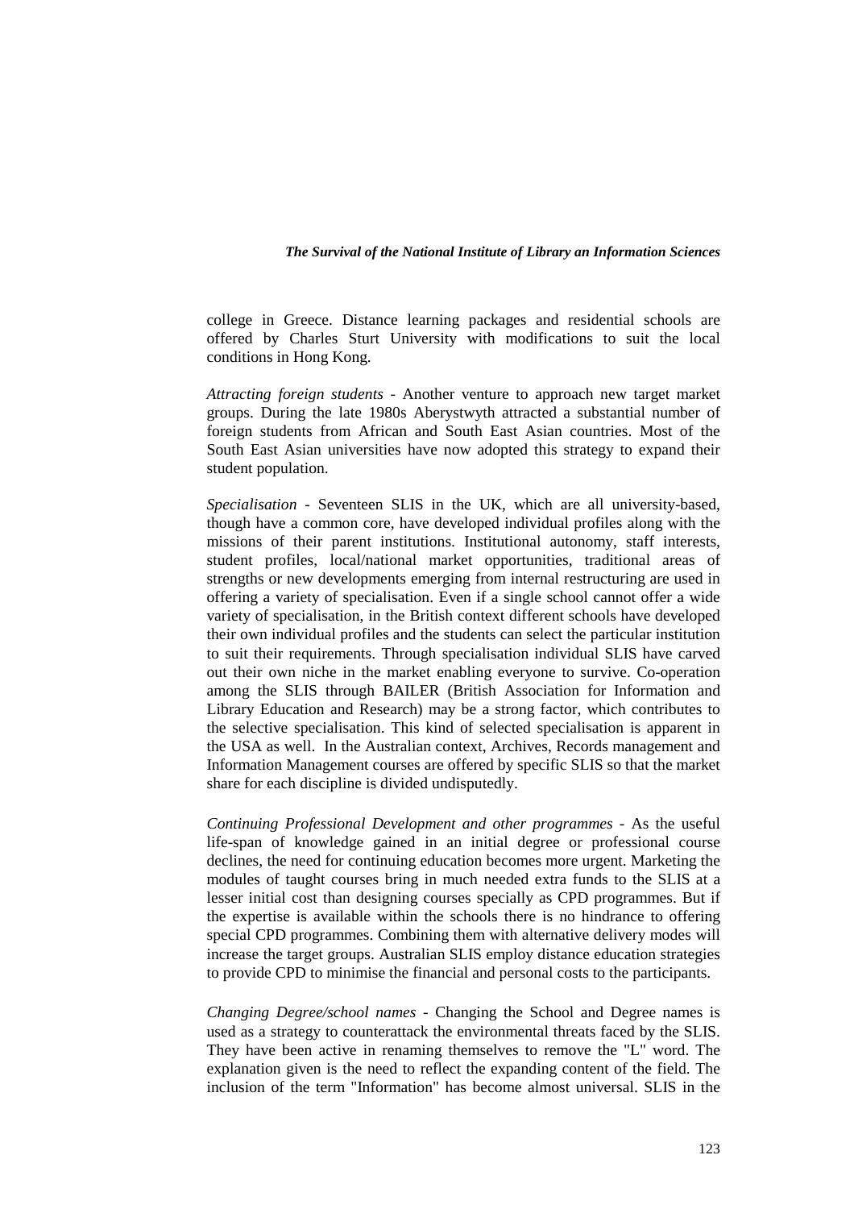college in Greece. Distance learning packages and residential schools are offered by Charles Sturt University with modifications to suit the local conditions in Hong Kong.

*Attracting foreign students* - Another venture to approach new target market groups. During the late 1980s Aberystwyth attracted a substantial number of foreign students from African and South East Asian countries. Most of the South East Asian universities have now adopted this strategy to expand their student population.

*Specialisation* - Seventeen SLIS in the UK, which are all university-based, though have a common core, have developed individual profiles along with the missions of their parent institutions. Institutional autonomy, staff interests, student profiles, local/national market opportunities, traditional areas of strengths or new developments emerging from internal restructuring are used in offering a variety of specialisation. Even if a single school cannot offer a wide variety of specialisation, in the British context different schools have developed their own individual profiles and the students can select the particular institution to suit their requirements. Through specialisation individual SLIS have carved out their own niche in the market enabling everyone to survive. Co-operation among the SLIS through BAILER (British Association for Information and Library Education and Research) may be a strong factor, which contributes to the selective specialisation. This kind of selected specialisation is apparent in the USA as well. In the Australian context, Archives, Records management and Information Management courses are offered by specific SLIS so that the market share for each discipline is divided undisputedly.

*Continuing Professional Development and other programmes* - As the useful life-span of knowledge gained in an initial degree or professional course declines, the need for continuing education becomes more urgent. Marketing the modules of taught courses bring in much needed extra funds to the SLIS at a lesser initial cost than designing courses specially as CPD programmes. But if the expertise is available within the schools there is no hindrance to offering special CPD programmes. Combining them with alternative delivery modes will increase the target groups. Australian SLIS employ distance education strategies to provide CPD to minimise the financial and personal costs to the participants.

*Changing Degree/school names* - Changing the School and Degree names is used as a strategy to counterattack the environmental threats faced by the SLIS. They have been active in renaming themselves to remove the "L" word. The explanation given is the need to reflect the expanding content of the field. The inclusion of the term "Information" has become almost universal. SLIS in the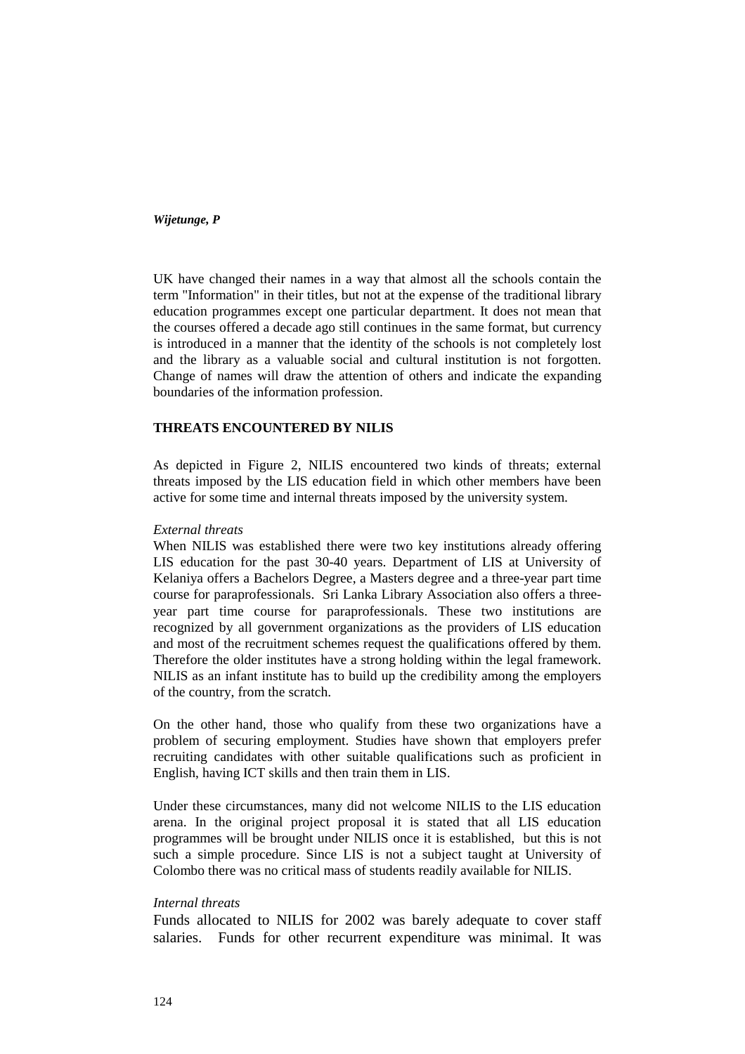UK have changed their names in a way that almost all the schools contain the term "Information" in their titles, but not at the expense of the traditional library education programmes except one particular department. It does not mean that the courses offered a decade ago still continues in the same format, but currency is introduced in a manner that the identity of the schools is not completely lost and the library as a valuable social and cultural institution is not forgotten. Change of names will draw the attention of others and indicate the expanding boundaries of the information profession.

## THREATS ENCOUNTERED BY NILIS

As depicted in Figure 2, NILIS encountered two kinds of threats; external threats imposed by the LIS education field in which other members have been active for some time and internal threats imposed by the university system.

*External threats*

When NILIS was established there were two key institutions already offering LIS education for the past 30-40 years. Department of LIS at University of Kelaniya offers a Bachelors Degree, a Masters degree and a three-year part time course for paraprofessionals. Sri Lanka Library Association also offers a three-year part time course for paraprofessionals. These two institutions are recognized by all government organizations as the providers of LIS education and most of the recruitment schemes request the qualifications offered by them. Therefore the older institutes have a strong holding within the legal framework. NILIS as an infant institute has to build up the credibility among the employers of the country, from the scratch.

On the other hand, those who qualify from these two organizations have a problem of securing employment. Studies have shown that employers prefer recruiting candidates with other suitable qualifications such as proficient in English, having ICT skills and then train them in LIS.

Under these circumstances, many did not welcome NILIS to the LIS education arena. In the original project proposal it is stated that all LIS education programmes will be brought under NILIS once it is established, but this is not such a simple procedure. Since LIS is not a subject taught at University of Colombo there was no critical mass of students readily available for NILIS.

*Internal threats*

Funds allocated to NILIS for 2002 was barely adequate to cover staff salaries. Funds for other recurrent expenditure was minimal. It was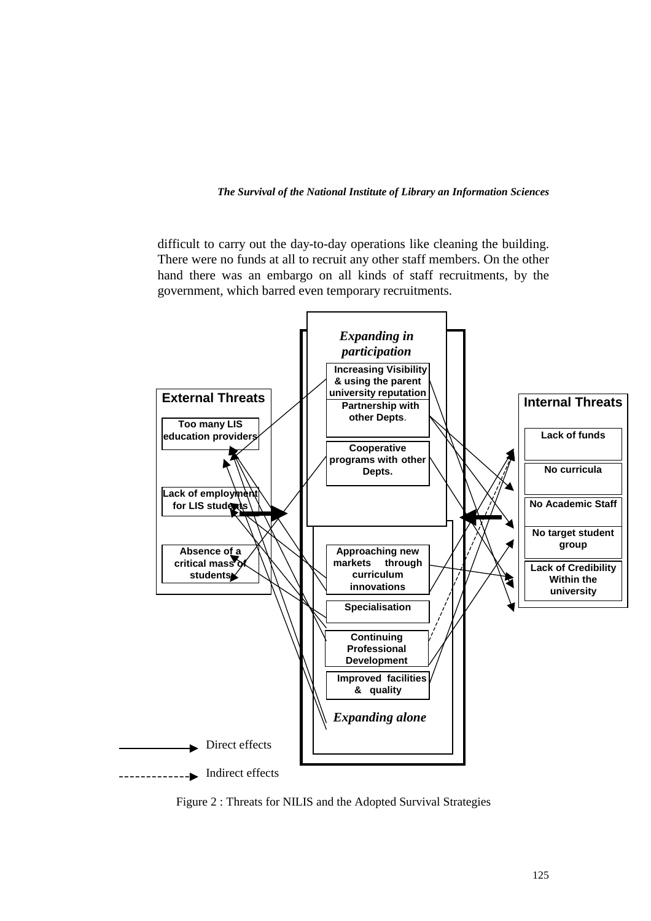difficult to carry out the day-to-day operations like cleaning the building. There were no funds at all to recruit any other staff members. On the other hand there was an embargo on all kinds of staff recruitments, by the government, which barred even temporary recruitments.

**External Threats**
- Too many LIS education providers
- Lack of employment for LIS students
- Absence of a critical mass of students

***Expanding in participation***
- Increasing Visibility & using the parent university reputation
- Partnership with other Depts.
- Cooperative programs with other Depts.

***Expanding alone***
- Approaching new markets through curriculum innovations
- Specialisation
- Continuing Professional Development
- Improved facilities & quality

**Internal Threats**
- Lack of funds
- No curricula
- No Academic Staff
- No target student group
- Lack of Credibility Within the university

Direct effects

Indirect effects

Figure 2 : Threats for NILIS and the Adopted Survival Strategies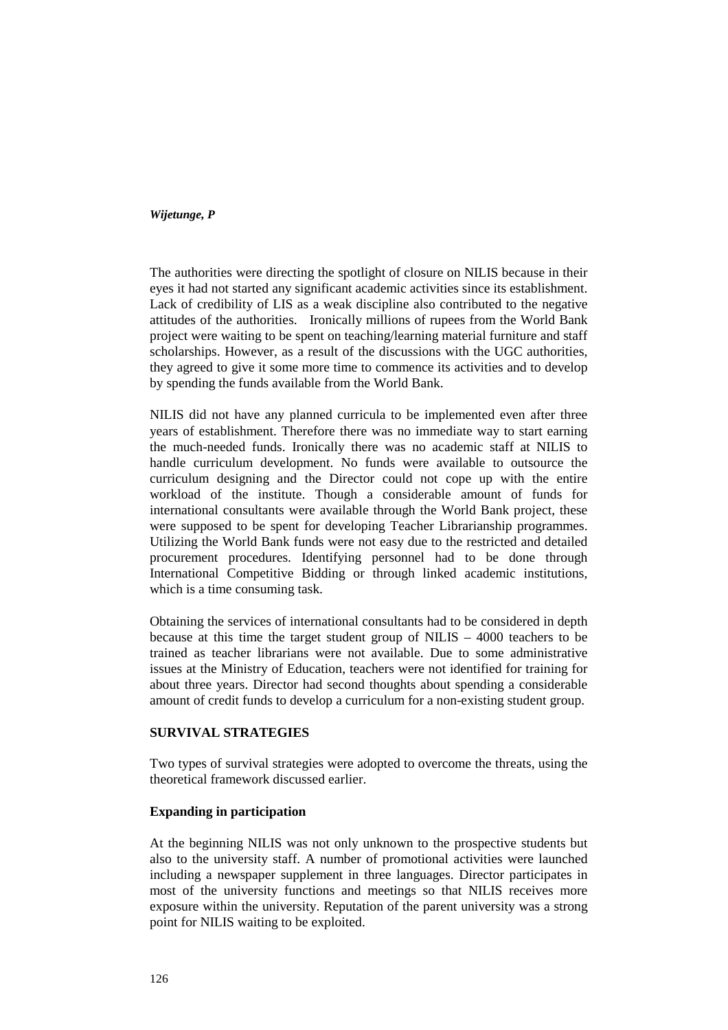The authorities were directing the spotlight of closure on NILIS because in their eyes it had not started any significant academic activities since its establishment. Lack of credibility of LIS as a weak discipline also contributed to the negative attitudes of the authorities. Ironically millions of rupees from the World Bank project were waiting to be spent on teaching/learning material furniture and staff scholarships. However, as a result of the discussions with the UGC authorities, they agreed to give it some more time to commence its activities and to develop by spending the funds available from the World Bank.

NILIS did not have any planned curricula to be implemented even after three years of establishment. Therefore there was no immediate way to start earning the much-needed funds. Ironically there was no academic staff at NILIS to handle curriculum development. No funds were available to outsource the curriculum designing and the Director could not cope up with the entire workload of the institute. Though a considerable amount of funds for international consultants were available through the World Bank project, these were supposed to be spent for developing Teacher Librarianship programmes. Utilizing the World Bank funds were not easy due to the restricted and detailed procurement procedures. Identifying personnel had to be done through International Competitive Bidding or through linked academic institutions, which is a time consuming task.

Obtaining the services of international consultants had to be considered in depth because at this time the target student group of NILIS – 4000 teachers to be trained as teacher librarians were not available. Due to some administrative issues at the Ministry of Education, teachers were not identified for training for about three years. Director had second thoughts about spending a considerable amount of credit funds to develop a curriculum for a non-existing student group.

## SURVIVAL STRATEGIES

Two types of survival strategies were adopted to overcome the threats, using the theoretical framework discussed earlier.

### Expanding in participation

At the beginning NILIS was not only unknown to the prospective students but also to the university staff. A number of promotional activities were launched including a newspaper supplement in three languages. Director participates in most of the university functions and meetings so that NILIS receives more exposure within the university. Reputation of the parent university was a strong point for NILIS waiting to be exploited.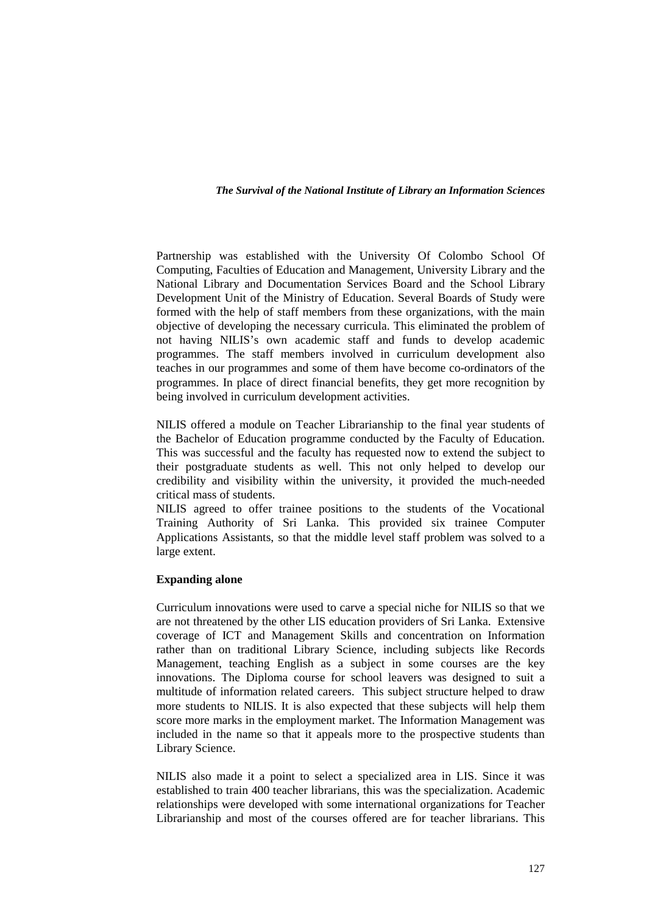Partnership was established with the University Of Colombo School Of Computing, Faculties of Education and Management, University Library and the National Library and Documentation Services Board and the School Library Development Unit of the Ministry of Education. Several Boards of Study were formed with the help of staff members from these organizations, with the main objective of developing the necessary curricula. This eliminated the problem of not having NILIS's own academic staff and funds to develop academic programmes. The staff members involved in curriculum development also teaches in our programmes and some of them have become co-ordinators of the programmes. In place of direct financial benefits, they get more recognition by being involved in curriculum development activities.

NILIS offered a module on Teacher Librarianship to the final year students of the Bachelor of Education programme conducted by the Faculty of Education. This was successful and the faculty has requested now to extend the subject to their postgraduate students as well. This not only helped to develop our credibility and visibility within the university, it provided the much-needed critical mass of students.

NILIS agreed to offer trainee positions to the students of the Vocational Training Authority of Sri Lanka. This provided six trainee Computer Applications Assistants, so that the middle level staff problem was solved to a large extent.

**Expanding alone**

Curriculum innovations were used to carve a special niche for NILIS so that we are not threatened by the other LIS education providers of Sri Lanka. Extensive coverage of ICT and Management Skills and concentration on Information rather than on traditional Library Science, including subjects like Records Management, teaching English as a subject in some courses are the key innovations. The Diploma course for school leavers was designed to suit a multitude of information related careers. This subject structure helped to draw more students to NILIS. It is also expected that these subjects will help them score more marks in the employment market. The Information Management was included in the name so that it appeals more to the prospective students than Library Science.

NILIS also made it a point to select a specialized area in LIS. Since it was established to train 400 teacher librarians, this was the specialization. Academic relationships were developed with some international organizations for Teacher Librarianship and most of the courses offered are for teacher librarians. This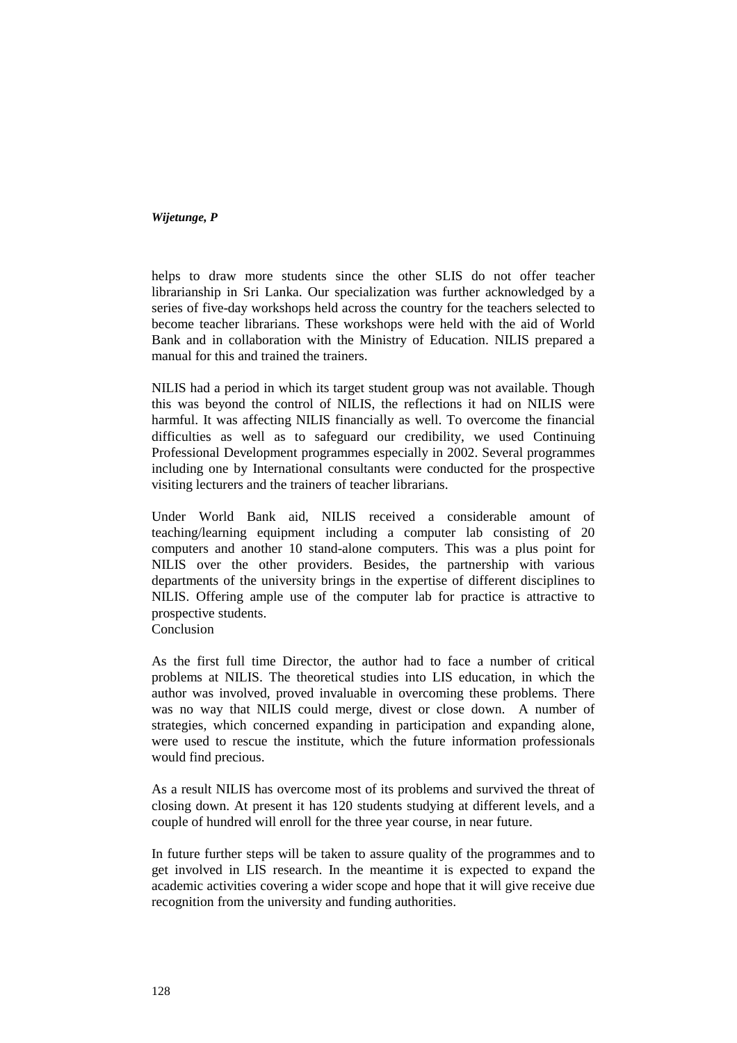helps to draw more students since the other SLIS do not offer teacher librarianship in Sri Lanka. Our specialization was further acknowledged by a series of five-day workshops held across the country for the teachers selected to become teacher librarians. These workshops were held with the aid of World Bank and in collaboration with the Ministry of Education. NILIS prepared a manual for this and trained the trainers.

NILIS had a period in which its target student group was not available. Though this was beyond the control of NILIS, the reflections it had on NILIS were harmful. It was affecting NILIS financially as well. To overcome the financial difficulties as well as to safeguard our credibility, we used Continuing Professional Development programmes especially in 2002. Several programmes including one by International consultants were conducted for the prospective visiting lecturers and the trainers of teacher librarians.

Under World Bank aid, NILIS received a considerable amount of teaching/learning equipment including a computer lab consisting of 20 computers and another 10 stand-alone computers. This was a plus point for NILIS over the other providers. Besides, the partnership with various departments of the university brings in the expertise of different disciplines to NILIS. Offering ample use of the computer lab for practice is attractive to prospective students.

## Conclusion

As the first full time Director, the author had to face a number of critical problems at NILIS. The theoretical studies into LIS education, in which the author was involved, proved invaluable in overcoming these problems. There was no way that NILIS could merge, divest or close down. A number of strategies, which concerned expanding in participation and expanding alone, were used to rescue the institute, which the future information professionals would find precious.

As a result NILIS has overcome most of its problems and survived the threat of closing down. At present it has 120 students studying at different levels, and a couple of hundred will enroll for the three year course, in near future.

In future further steps will be taken to assure quality of the programmes and to get involved in LIS research. In the meantime it is expected to expand the academic activities covering a wider scope and hope that it will give receive due recognition from the university and funding authorities.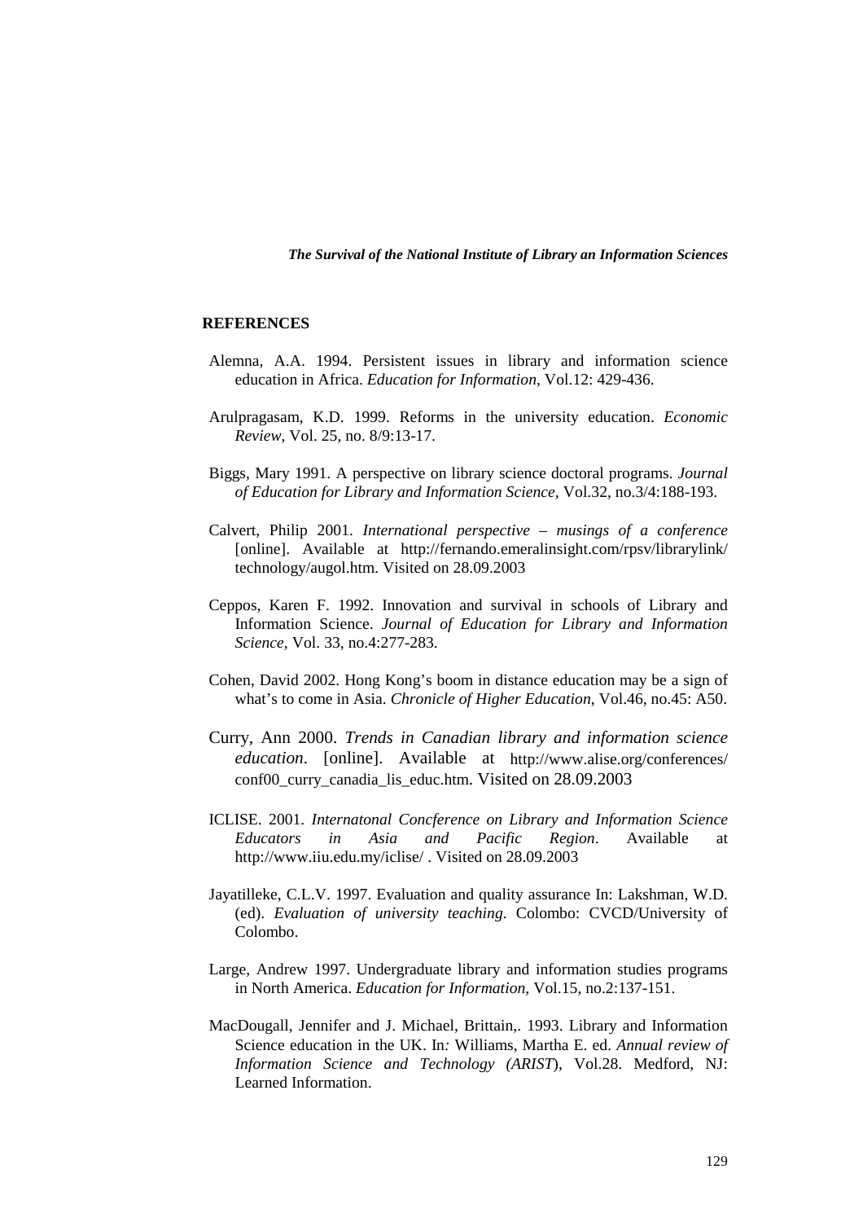## REFERENCES

Alemna, A.A. 1994. Persistent issues in library and information science education in Africa. *Education for Information*, Vol.12: 429-436.

Arulpragasam, K.D. 1999. Reforms in the university education. *Economic Review*, Vol. 25, no. 8/9:13-17.

Biggs, Mary 1991. A perspective on library science doctoral programs. *Journal of Education for Library and Information Science*, Vol.32, no.3/4:188-193.

Calvert, Philip 2001. *International perspective – musings of a conference* [online]. Available at http://fernando.emeralinsight.com/rpsv/librarylink/technology/augol.htm. Visited on 28.09.2003

Ceppos, Karen F. 1992. Innovation and survival in schools of Library and Information Science. *Journal of Education for Library and Information Science*, Vol. 33, no.4:277-283.

Cohen, David 2002. Hong Kong's boom in distance education may be a sign of what's to come in Asia. *Chronicle of Higher Education*, Vol.46, no.45: A50.

Curry, Ann 2000. *Trends in Canadian library and information science education*. [online]. Available at http://www.alise.org/conferences/conf00_curry_canadia_lis_educ.htm. Visited on 28.09.2003

ICLISE. 2001. *Internatonal Concference on Library and Information Science Educators in Asia and Pacific Region*. Available at http://www.iiu.edu.my/iclise/ . Visited on 28.09.2003

Jayatilleke, C.L.V. 1997. Evaluation and quality assurance In: Lakshman, W.D. (ed). *Evaluation of university teaching*. Colombo: CVCD/University of Colombo.

Large, Andrew 1997. Undergraduate library and information studies programs in North America. *Education for Information*, Vol.15, no.2:137-151.

MacDougall, Jennifer and J. Michael, Brittain,. 1993. Library and Information Science education in the UK. In*:* Williams, Martha E. ed. *Annual review of Information Science and Technology (ARIST*), Vol.28. Medford, NJ: Learned Information.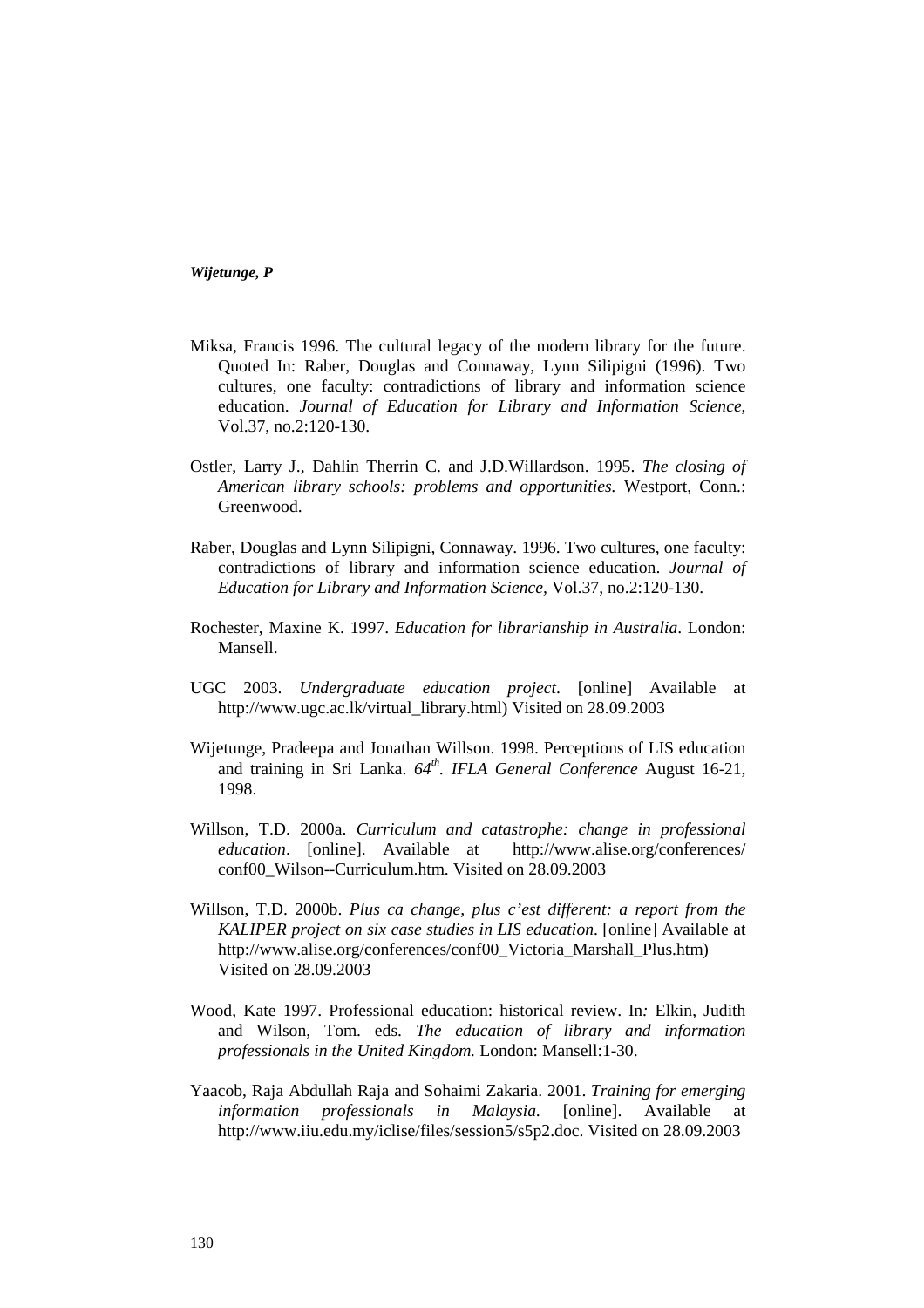Miksa, Francis 1996. The cultural legacy of the modern library for the future. Quoted In: Raber, Douglas and Connaway, Lynn Silipigni (1996). Two cultures, one faculty: contradictions of library and information science education. *Journal of Education for Library and Information Science*, Vol.37, no.2:120-130.

Ostler, Larry J., Dahlin Therrin C. and J.D.Willardson. 1995. *The closing of American library schools: problems and opportunities.* Westport, Conn.: Greenwood.

Raber, Douglas and Lynn Silipigni, Connaway. 1996. Two cultures, one faculty: contradictions of library and information science education. *Journal of Education for Library and Information Science,* Vol.37, no.2:120-130.

Rochester, Maxine K. 1997. *Education for librarianship in Australia*. London: Mansell.

UGC 2003. *Undergraduate education project*. [online] Available at http://www.ugc.ac.lk/virtual_library.html) Visited on 28.09.2003

Wijetunge, Pradeepa and Jonathan Willson. 1998. Perceptions of LIS education and training in Sri Lanka. *64th. IFLA General Conference* August 16-21, 1998.

Willson, T.D. 2000a. *Curriculum and catastrophe: change in professional education*. [online]. Available at http://www.alise.org/conferences/conf00_Wilson--Curriculum.htm. Visited on 28.09.2003

Willson, T.D. 2000b. *Plus ca change, plus c'est different: a report from the KALIPER project on six case studies in LIS education*. [online] Available at http://www.alise.org/conferences/conf00_Victoria_Marshall_Plus.htm) Visited on 28.09.2003

Wood, Kate 1997. Professional education: historical review. In*:* Elkin, Judith and Wilson, Tom. eds. *The education of library and information professionals in the United Kingdom.* London: Mansell:1-30.

Yaacob, Raja Abdullah Raja and Sohaimi Zakaria. 2001. *Training for emerging information professionals in Malaysia.* [online]. Available at http://www.iiu.edu.my/iclise/files/session5/s5p2.doc. Visited on 28.09.2003